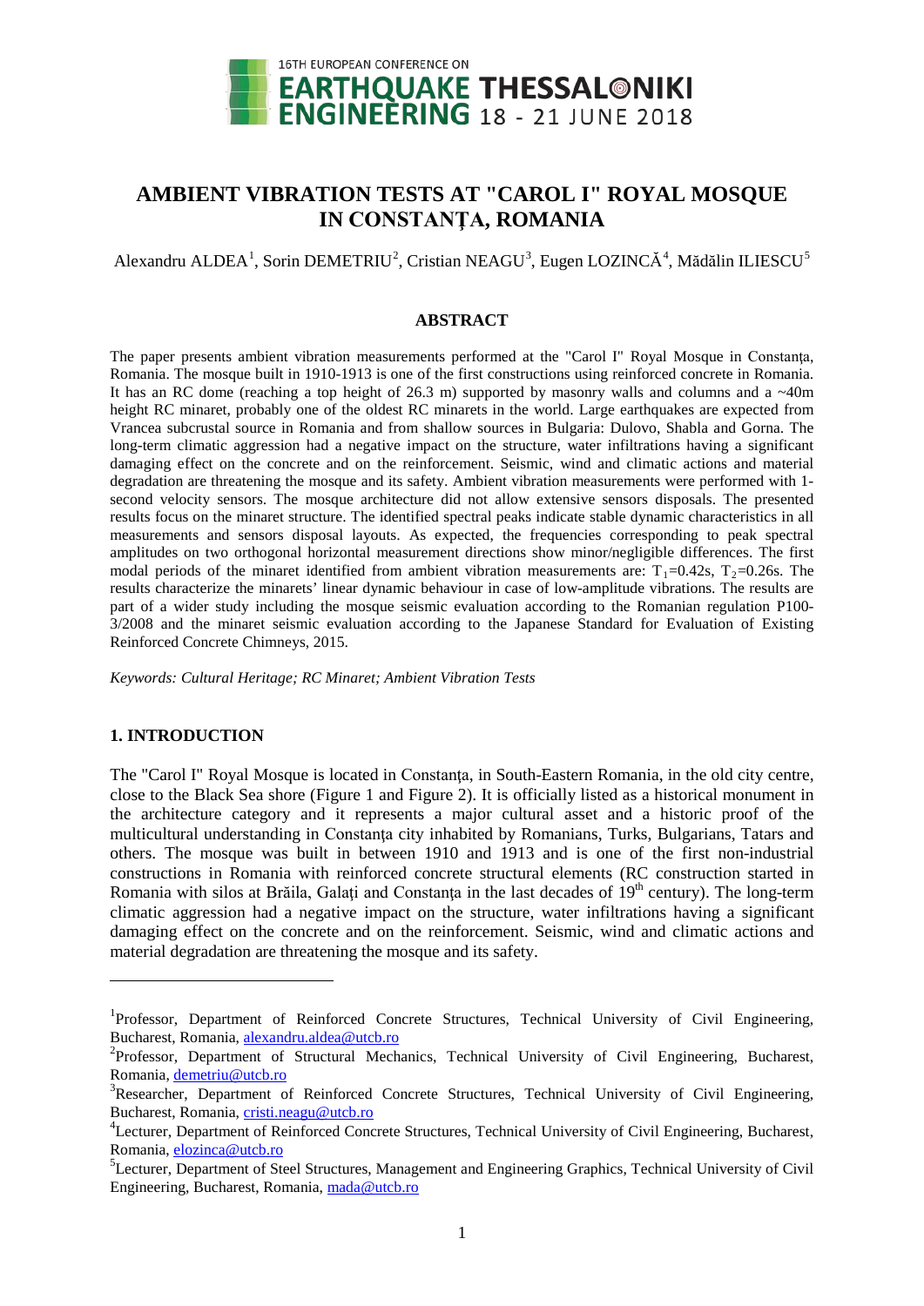# AMBIENT VIBRATION TESTS AT "CAROL I" ROYAL MOSQUE IN CONSTANȚA, ROMANIA

Alexandru ALDEA[1], Sorin DEMETRIU[2], Cristian NEAGU[3], Eugen LOZINCĂ[4], Mădălin ILIESCU[5]

## ABSTRACT

The paper presents ambient vibration measurements performed at the "Carol I" Royal Mosque in Constanța, Romania. The mosque built in 1910-1913 is one of the first constructions using reinforced concrete in Romania. It has an RC dome (reaching a top height of 26.3 m) supported by masonry walls and columns and a ~40m height RC minaret, probably one of the oldest RC minarets in the world. Large earthquakes are expected from Vrancea subcrustal source in Romania and from shallow sources in Bulgaria: Dulovo, Shabla and Gorna. The long-term climatic aggression had a negative impact on the structure, water infiltrations having a significant damaging effect on the concrete and on the reinforcement. Seismic, wind and climatic actions and material degradation are threatening the mosque and its safety. Ambient vibration measurements were performed with 1-second velocity sensors. The mosque architecture did not allow extensive sensors disposals. The presented results focus on the minaret structure. The identified spectral peaks indicate stable dynamic characteristics in all measurements and sensors disposal layouts. As expected, the frequencies corresponding to peak spectral amplitudes on two orthogonal horizontal measurement directions show minor/negligible differences. The first modal periods of the minaret identified from ambient vibration measurements are: $T_1$=0.42s, $T_2$=0.26s. The results characterize the minarets' linear dynamic behaviour in case of low-amplitude vibrations. The results are part of a wider study including the mosque seismic evaluation according to the Romanian regulation P100-3/2008 and the minaret seismic evaluation according to the Japanese Standard for Evaluation of Existing Reinforced Concrete Chimneys, 2015.

*Keywords: Cultural Heritage; RC Minaret; Ambient Vibration Tests*

## 1. INTRODUCTION

The "Carol I" Royal Mosque is located in Constanța, in South-Eastern Romania, in the old city centre, close to the Black Sea shore (Figure 1 and Figure 2). It is officially listed as a historical monument in the architecture category and it represents a major cultural asset and a historic proof of the multicultural understanding in Constanța city inhabited by Romanians, Turks, Bulgarians, Tatars and others. The mosque was built in between 1910 and 1913 and is one of the first non-industrial constructions in Romania with reinforced concrete structural elements (RC construction started in Romania with silos at Brăila, Galați and Constanța in the last decades of 19th century). The long-term climatic aggression had a negative impact on the structure, water infiltrations having a significant damaging effect on the concrete and on the reinforcement. Seismic, wind and climatic actions and material degradation are threatening the mosque and its safety.

---

[1] Professor, Department of Reinforced Concrete Structures, Technical University of Civil Engineering, Bucharest, Romania, alexandru.aldea@utcb.ro

[2] Professor, Department of Structural Mechanics, Technical University of Civil Engineering, Bucharest, Romania, demetriu@utcb.ro

[3] Researcher, Department of Reinforced Concrete Structures, Technical University of Civil Engineering, Bucharest, Romania, cristi.neagu@utcb.ro

[4] Lecturer, Department of Reinforced Concrete Structures, Technical University of Civil Engineering, Bucharest, Romania, elozinca@utcb.ro

[5] Lecturer, Department of Steel Structures, Management and Engineering Graphics, Technical University of Civil Engineering, Bucharest, Romania, mada@utcb.ro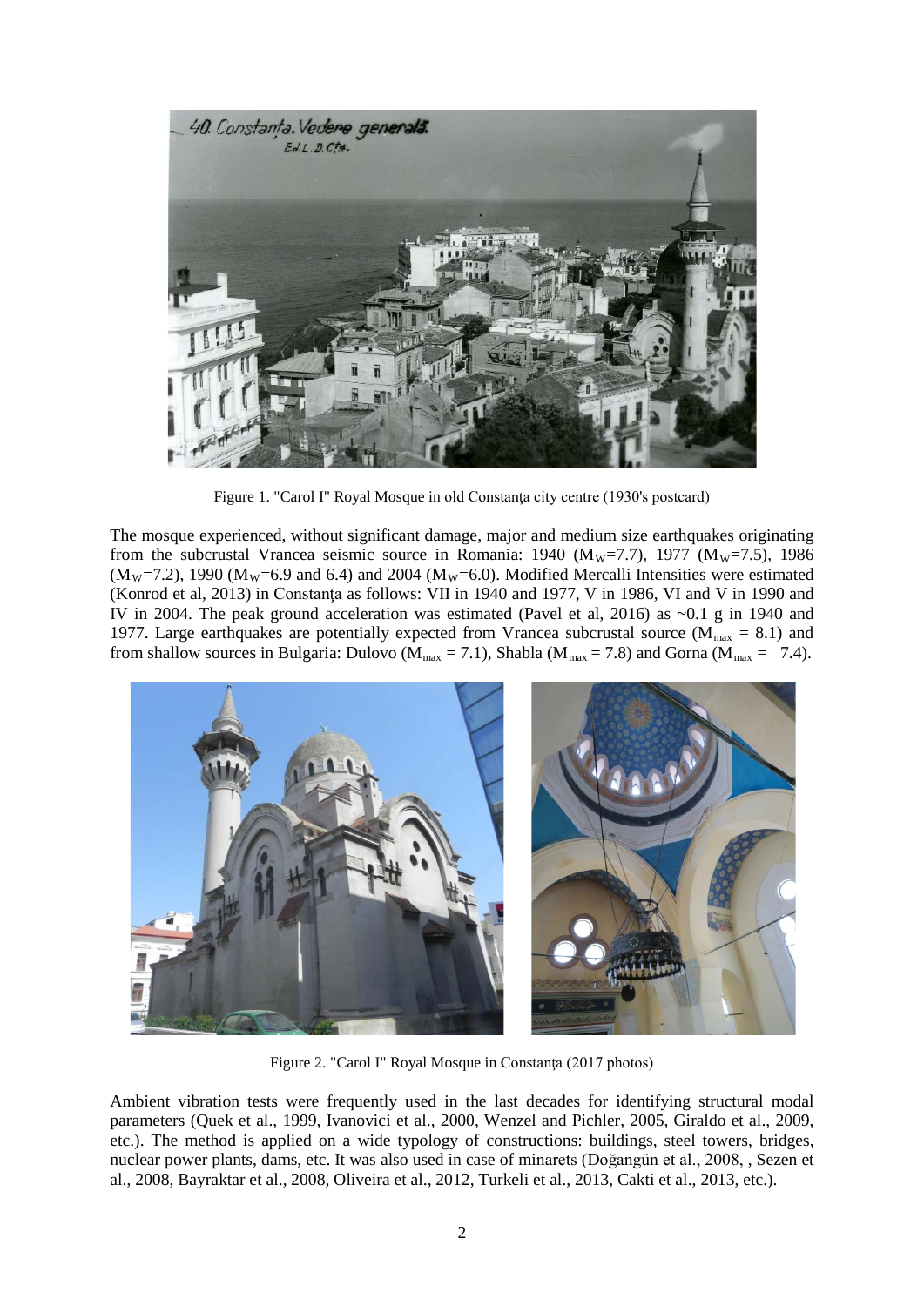Figure 1. "Carol I" Royal Mosque in old Constanța city centre (1930's postcard)

The mosque experienced, without significant damage, major and medium size earthquakes originating from the subcrustal Vrancea seismic source in Romania: 1940 ($M_W$=7.7), 1977 ($M_W$=7.5), 1986 ($M_W$=7.2), 1990 ($M_W$=6.9 and 6.4) and 2004 ($M_W$=6.0). Modified Mercalli Intensities were estimated (Konrod et al, 2013) in Constanța as follows: VII in 1940 and 1977, V in 1986, VI and V in 1990 and IV in 2004. The peak ground acceleration was estimated (Pavel et al, 2016) as ~0.1 g in 1940 and 1977. Large earthquakes are potentially expected from Vrancea subcrustal source ($M_{max}$ = 8.1) and from shallow sources in Bulgaria: Dulovo ($M_{max}$ = 7.1), Shabla ($M_{max}$ = 7.8) and Gorna ($M_{max}$ = 7.4).

Figure 2. "Carol I" Royal Mosque in Constanța (2017 photos)

Ambient vibration tests were frequently used in the last decades for identifying structural modal parameters (Quek et al., 1999, Ivanovici et al., 2000, Wenzel and Pichler, 2005, Giraldo et al., 2009, etc.). The method is applied on a wide typology of constructions: buildings, steel towers, bridges, nuclear power plants, dams, etc. It was also used in case of minarets (Doğangün et al., 2008, , Sezen et al., 2008, Bayraktar et al., 2008, Oliveira et al., 2012, Turkeli et al., 2013, Cakti et al., 2013, etc.).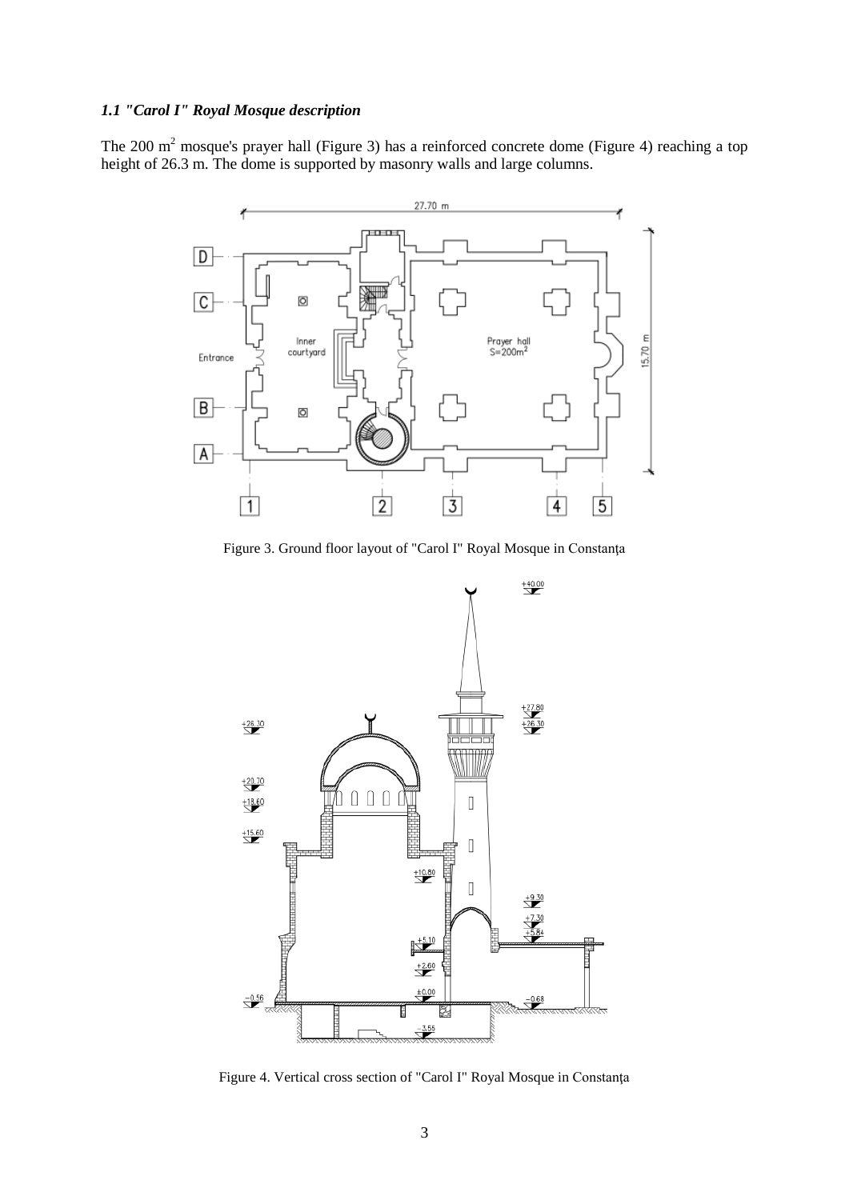### *1.1 "Carol I" Royal Mosque description*

The 200 $m^2$ mosque's prayer hall (Figure 3) has a reinforced concrete dome (Figure 4) reaching a top height of 26.3 m. The dome is supported by masonry walls and large columns.

Figure 3. Ground floor layout of "Carol I" Royal Mosque in Constanța

Figure 4. Vertical cross section of "Carol I" Royal Mosque in Constanța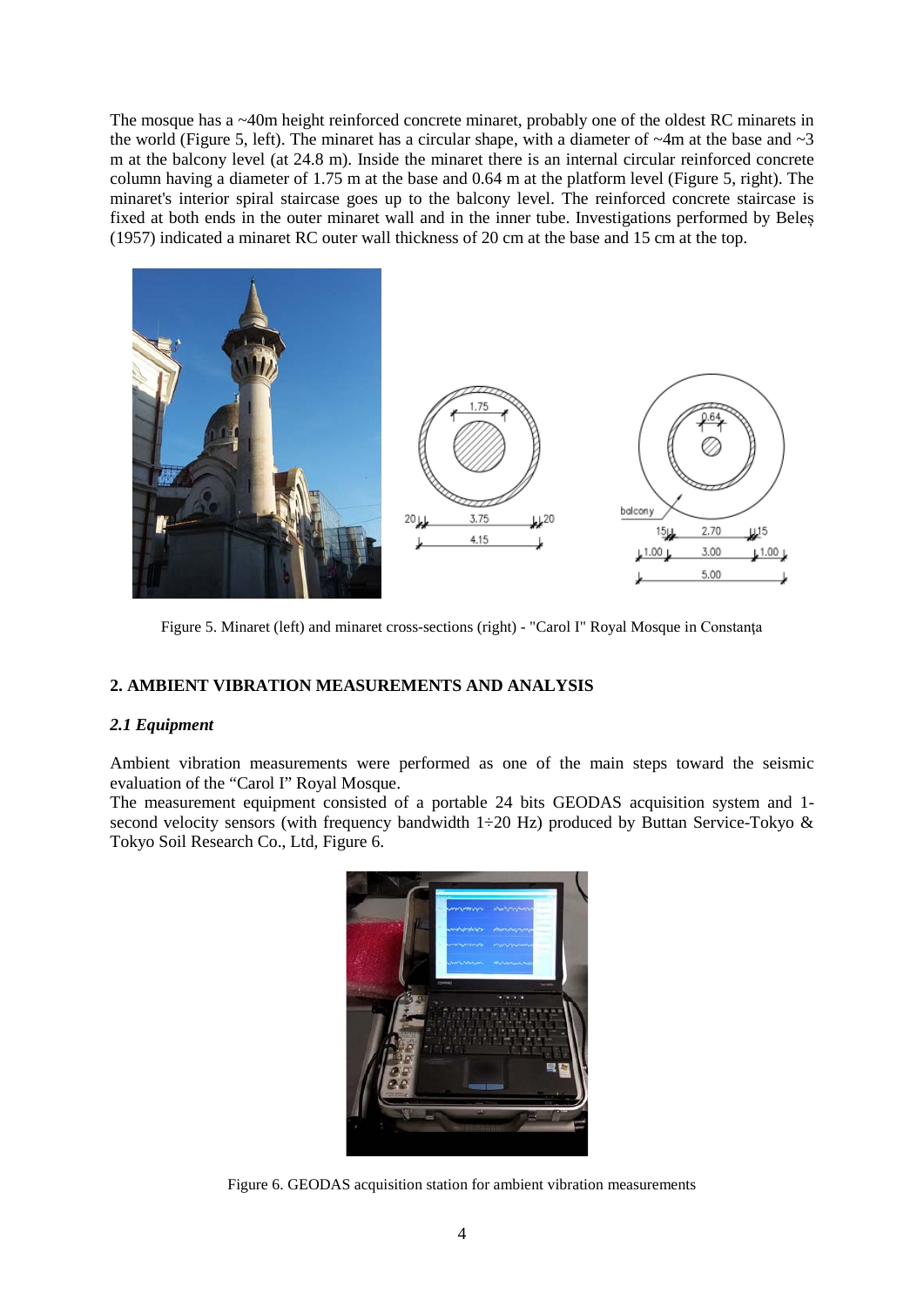The mosque has a ~40m height reinforced concrete minaret, probably one of the oldest RC minarets in the world (Figure 5, left). The minaret has a circular shape, with a diameter of ~4m at the base and ~3 m at the balcony level (at 24.8 m). Inside the minaret there is an internal circular reinforced concrete column having a diameter of 1.75 m at the base and 0.64 m at the platform level (Figure 5, right). The minaret's interior spiral staircase goes up to the balcony level. The reinforced concrete staircase is fixed at both ends in the outer minaret wall and in the inner tube. Investigations performed by Beleș (1957) indicated a minaret RC outer wall thickness of 20 cm at the base and 15 cm at the top.

Figure 5. Minaret (left) and minaret cross-sections (right) - "Carol I" Royal Mosque in Constanța

## 2. AMBIENT VIBRATION MEASUREMENTS AND ANALYSIS

### *2.1 Equipment*

Ambient vibration measurements were performed as one of the main steps toward the seismic evaluation of the "Carol I" Royal Mosque.

The measurement equipment consisted of a portable 24 bits GEODAS acquisition system and 1-second velocity sensors (with frequency bandwidth 1÷20 Hz) produced by Buttan Service-Tokyo & Tokyo Soil Research Co., Ltd, Figure 6.

Figure 6. GEODAS acquisition station for ambient vibration measurements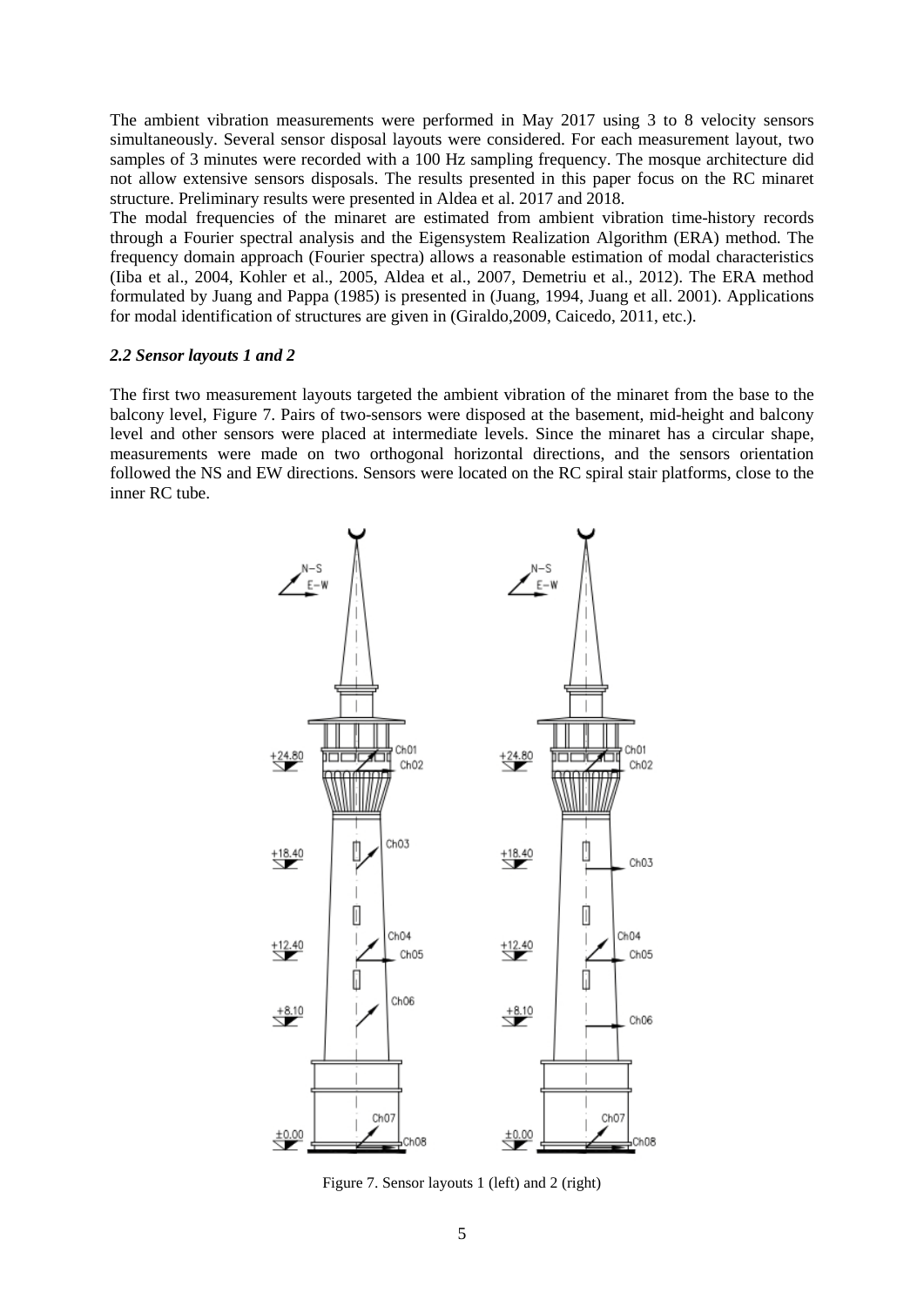The ambient vibration measurements were performed in May 2017 using 3 to 8 velocity sensors simultaneously. Several sensor disposal layouts were considered. For each measurement layout, two samples of 3 minutes were recorded with a 100 Hz sampling frequency. The mosque architecture did not allow extensive sensors disposals. The results presented in this paper focus on the RC minaret structure. Preliminary results were presented in Aldea et al. 2017 and 2018.

The modal frequencies of the minaret are estimated from ambient vibration time-history records through a Fourier spectral analysis and the Eigensystem Realization Algorithm (ERA) method. The frequency domain approach (Fourier spectra) allows a reasonable estimation of modal characteristics (Iiba et al., 2004, Kohler et al., 2005, Aldea et al., 2007, Demetriu et al., 2012). The ERA method formulated by Juang and Pappa (1985) is presented in (Juang, 1994, Juang et all. 2001). Applications for modal identification of structures are given in (Giraldo,2009, Caicedo, 2011, etc.).

### *2.2 Sensor layouts 1 and 2*

The first two measurement layouts targeted the ambient vibration of the minaret from the base to the balcony level, Figure 7. Pairs of two-sensors were disposed at the basement, mid-height and balcony level and other sensors were placed at intermediate levels. Since the minaret has a circular shape, measurements were made on two orthogonal horizontal directions, and the sensors orientation followed the NS and EW directions. Sensors were located on the RC spiral stair platforms, close to the inner RC tube.

Figure 7. Sensor layouts 1 (left) and 2 (right)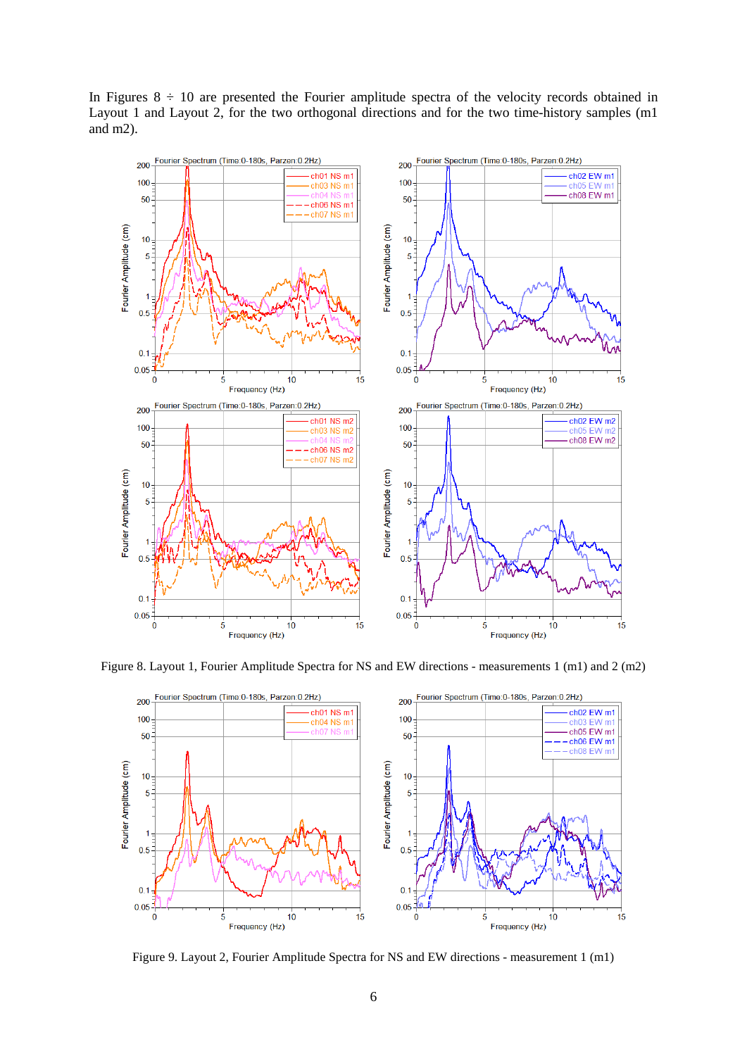In Figures 8 ÷ 10 are presented the Fourier amplitude spectra of the velocity records obtained in Layout 1 and Layout 2, for the two orthogonal directions and for the two time-history samples (m1 and m2).

Figure 8. Layout 1, Fourier Amplitude Spectra for NS and EW directions - measurements 1 (m1) and 2 (m2)

Figure 9. Layout 2, Fourier Amplitude Spectra for NS and EW directions - measurement 1 (m1)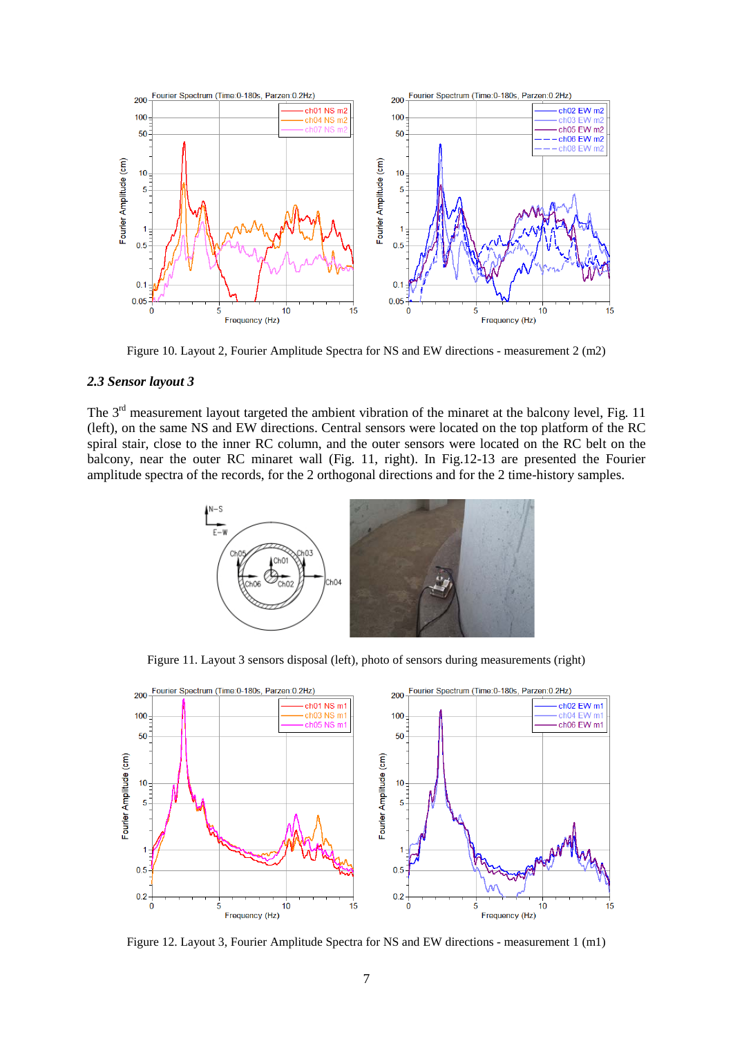Figure 10. Layout 2, Fourier Amplitude Spectra for NS and EW directions - measurement 2 (m2)

### *2.3 Sensor layout 3*

The 3[rd] measurement layout targeted the ambient vibration of the minaret at the balcony level, Fig. 11 (left), on the same NS and EW directions. Central sensors were located on the top platform of the RC spiral stair, close to the inner RC column, and the outer sensors were located on the RC belt on the balcony, near the outer RC minaret wall (Fig. 11, right). In Fig.12-13 are presented the Fourier amplitude spectra of the records, for the 2 orthogonal directions and for the 2 time-history samples.

Figure 11. Layout 3 sensors disposal (left), photo of sensors during measurements (right)

Figure 12. Layout 3, Fourier Amplitude Spectra for NS and EW directions - measurement 1 (m1)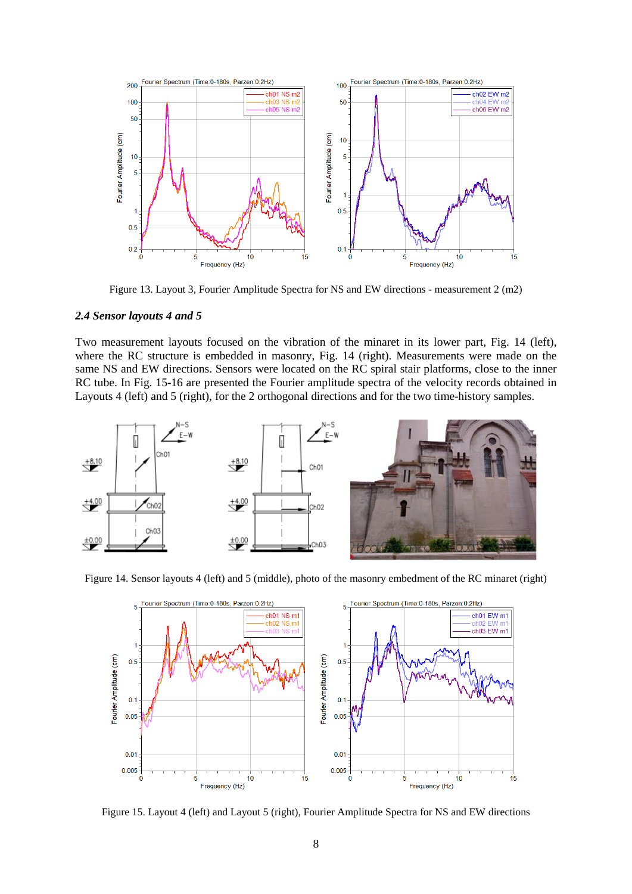Figure 13. Layout 3, Fourier Amplitude Spectra for NS and EW directions - measurement 2 (m2)

### *2.4 Sensor layouts 4 and 5*

Two measurement layouts focused on the vibration of the minaret in its lower part, Fig. 14 (left), where the RC structure is embedded in masonry, Fig. 14 (right). Measurements were made on the same NS and EW directions. Sensors were located on the RC spiral stair platforms, close to the inner RC tube. In Fig. 15-16 are presented the Fourier amplitude spectra of the velocity records obtained in Layouts 4 (left) and 5 (right), for the 2 orthogonal directions and for the two time-history samples.

Figure 14. Sensor layouts 4 (left) and 5 (middle), photo of the masonry embedment of the RC minaret (right)

Figure 15. Layout 4 (left) and Layout 5 (right), Fourier Amplitude Spectra for NS and EW directions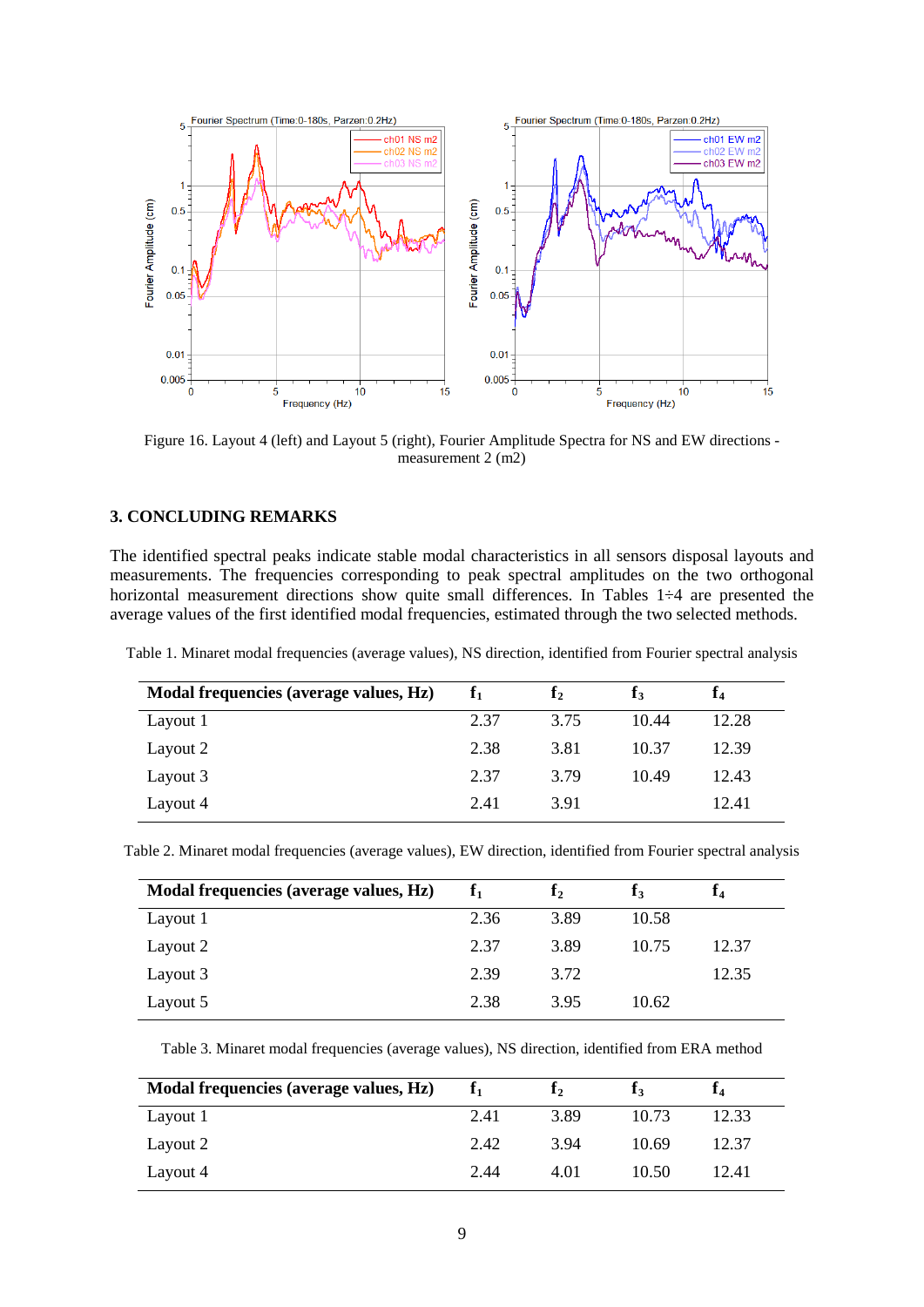Figure 16. Layout 4 (left) and Layout 5 (right), Fourier Amplitude Spectra for NS and EW directions - measurement 2 (m2)

### 3. CONCLUDING REMARKS

The identified spectral peaks indicate stable modal characteristics in all sensors disposal layouts and measurements. The frequencies corresponding to peak spectral amplitudes on the two orthogonal horizontal measurement directions show quite small differences. In Tables 1÷4 are presented the average values of the first identified modal frequencies, estimated through the two selected methods.

Table 1. Minaret modal frequencies (average values), NS direction, identified from Fourier spectral analysis

| **Modal frequencies (average values, Hz)** | $f_1$ | $f_2$ | $f_3$ | $f_4$ |
|---|---|---|---|---|
| Layout 1 | 2.37 | 3.75 | 10.44 | 12.28 |
| Layout 2 | 2.38 | 3.81 | 10.37 | 12.39 |
| Layout 3 | 2.37 | 3.79 | 10.49 | 12.43 |
| Layout 4 | 2.41 | 3.91 | | 12.41 |

Table 2. Minaret modal frequencies (average values), EW direction, identified from Fourier spectral analysis

| **Modal frequencies (average values, Hz)** | $f_1$ | $f_2$ | $f_3$ | $f_4$ |
|---|---|---|---|---|
| Layout 1 | 2.36 | 3.89 | 10.58 | |
| Layout 2 | 2.37 | 3.89 | 10.75 | 12.37 |
| Layout 3 | 2.39 | 3.72 | | 12.35 |
| Layout 5 | 2.38 | 3.95 | 10.62 | |

Table 3. Minaret modal frequencies (average values), NS direction, identified from ERA method

| **Modal frequencies (average values, Hz)** | $f_1$ | $f_2$ | $f_3$ | $f_4$ |
|---|---|---|---|---|
| Layout 1 | 2.41 | 3.89 | 10.73 | 12.33 |
| Layout 2 | 2.42 | 3.94 | 10.69 | 12.37 |
| Layout 4 | 2.44 | 4.01 | 10.50 | 12.41 |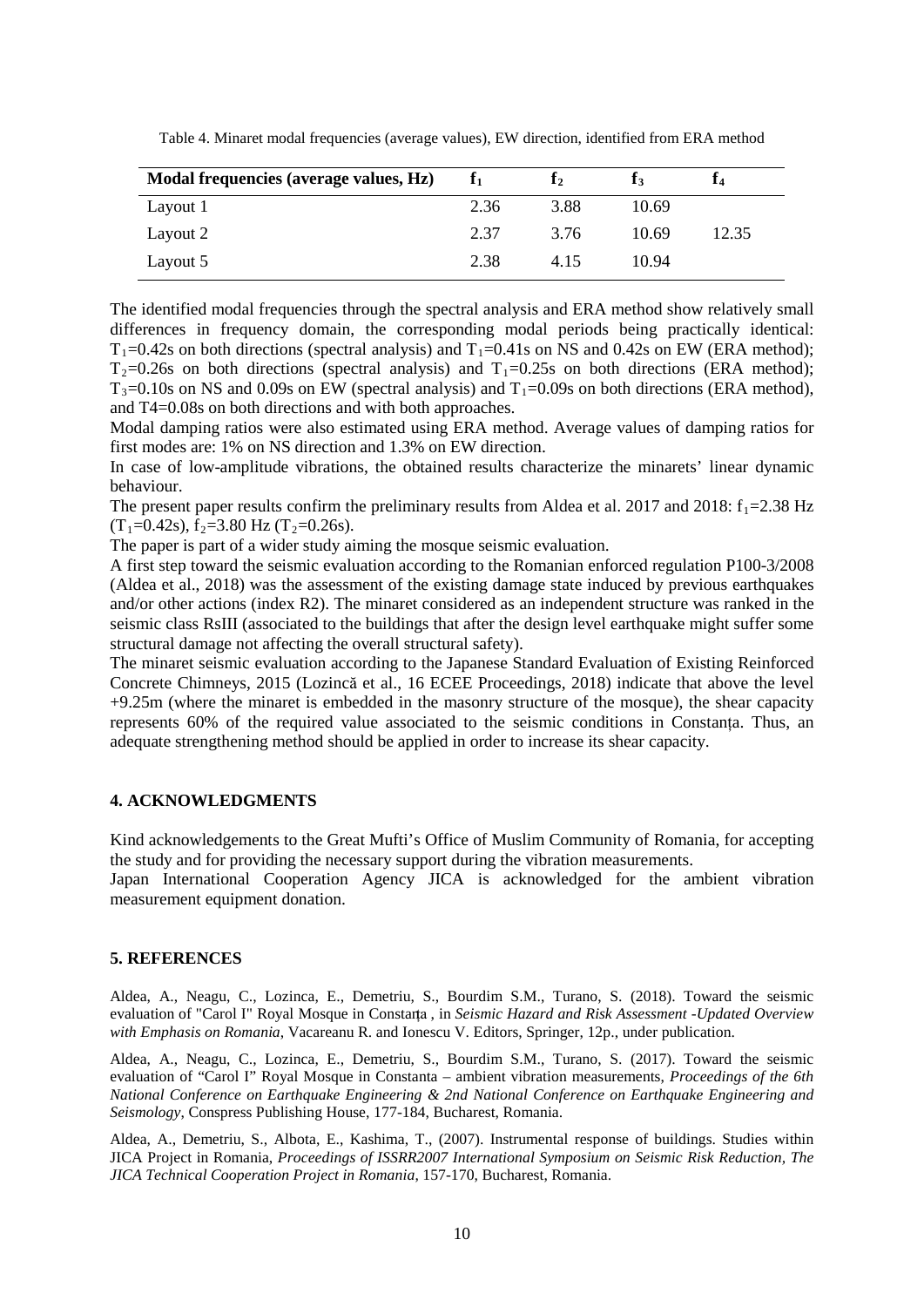Table 4. Minaret modal frequencies (average values), EW direction, identified from ERA method

| Modal frequencies (average values, Hz) | $f_1$ | $f_2$ | $f_3$ | $f_4$ |
|---|---|---|---|---|
| Layout 1 | 2.36 | 3.88 | 10.69 | |
| Layout 2 | 2.37 | 3.76 | 10.69 | 12.35 |
| Layout 5 | 2.38 | 4.15 | 10.94 | |

The identified modal frequencies through the spectral analysis and ERA method show relatively small differences in frequency domain, the corresponding modal periods being practically identical: $T_1$=0.42s on both directions (spectral analysis) and $T_1$=0.41s on NS and 0.42s on EW (ERA method); $T_2$=0.26s on both directions (spectral analysis) and $T_1$=0.25s on both directions (ERA method); $T_3$=0.10s on NS and 0.09s on EW (spectral analysis) and $T_1$=0.09s on both directions (ERA method), and T4=0.08s on both directions and with both approaches.

Modal damping ratios were also estimated using ERA method. Average values of damping ratios for first modes are: 1% on NS direction and 1.3% on EW direction.

In case of low-amplitude vibrations, the obtained results characterize the minarets' linear dynamic behaviour.

The present paper results confirm the preliminary results from Aldea et al. 2017 and 2018: $f_1$=2.38 Hz ($T_1$=0.42s), $f_2$=3.80 Hz ($T_2$=0.26s).

The paper is part of a wider study aiming the mosque seismic evaluation.

A first step toward the seismic evaluation according to the Romanian enforced regulation P100-3/2008 (Aldea et al., 2018) was the assessment of the existing damage state induced by previous earthquakes and/or other actions (index R2). The minaret considered as an independent structure was ranked in the seismic class RsIII (associated to the buildings that after the design level earthquake might suffer some structural damage not affecting the overall structural safety).

The minaret seismic evaluation according to the Japanese Standard Evaluation of Existing Reinforced Concrete Chimneys, 2015 (Lozincă et al., 16 ECEE Proceedings, 2018) indicate that above the level +9.25m (where the minaret is embedded in the masonry structure of the mosque), the shear capacity represents 60% of the required value associated to the seismic conditions in Constanța. Thus, an adequate strengthening method should be applied in order to increase its shear capacity.

## 4. ACKNOWLEDGMENTS

Kind acknowledgements to the Great Mufti's Office of Muslim Community of Romania, for accepting the study and for providing the necessary support during the vibration measurements.

Japan International Cooperation Agency JICA is acknowledged for the ambient vibration measurement equipment donation.

## 5. REFERENCES

Aldea, A., Neagu, C., Lozinca, E., Demetriu, S., Bourdim S.M., Turano, S. (2018). Toward the seismic evaluation of "Carol I" Royal Mosque in Constanța , in *Seismic Hazard and Risk Assessment -Updated Overview with Emphasis on Romania*, Vacareanu R. and Ionescu V. Editors, Springer, 12p., under publication.

Aldea, A., Neagu, C., Lozinca, E., Demetriu, S., Bourdim S.M., Turano, S. (2017). Toward the seismic evaluation of "Carol I" Royal Mosque in Constanta – ambient vibration measurements, *Proceedings of the 6th National Conference on Earthquake Engineering & 2nd National Conference on Earthquake Engineering and Seismology*, Conspress Publishing House, 177-184, Bucharest, Romania.

Aldea, A., Demetriu, S., Albota, E., Kashima, T., (2007). Instrumental response of buildings. Studies within JICA Project in Romania, *Proceedings of ISSRR2007 International Symposium on Seismic Risk Reduction, The JICA Technical Cooperation Project in Romania*, 157-170, Bucharest, Romania.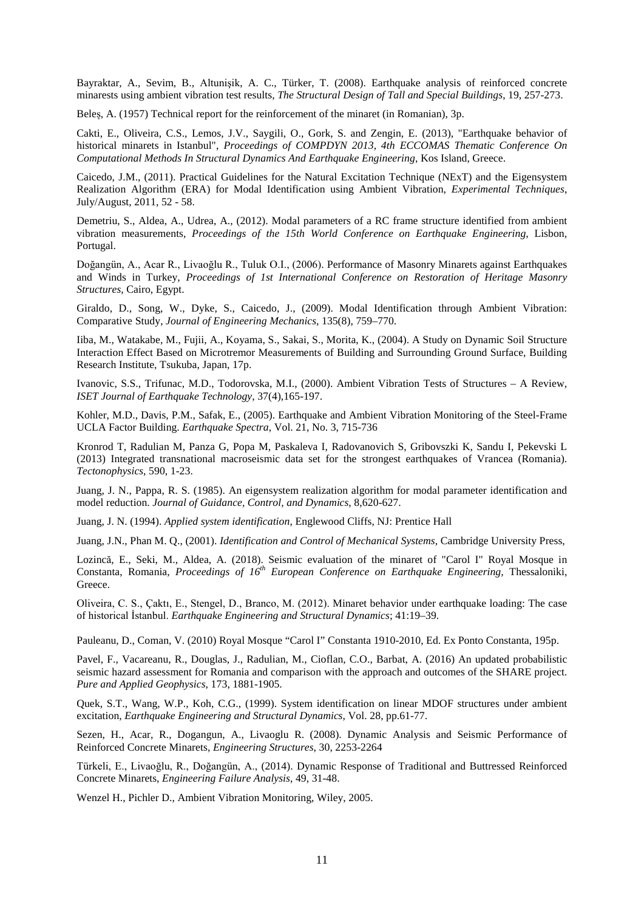Bayraktar, A., Sevim, B., Altunişik, A. C., Türker, T. (2008). Earthquake analysis of reinforced concrete minarests using ambient vibration test results, *The Structural Design of Tall and Special Buildings*, 19, 257-273.

Beleş, A. (1957) Technical report for the reinforcement of the minaret (in Romanian), 3p.

Cakti, E., Oliveira, C.S., Lemos, J.V., Saygili, O., Gork, S. and Zengin, E. (2013), "Earthquake behavior of historical minarets in Istanbul", *Proceedings of COMPDYN 2013, 4th ECCOMAS Thematic Conference On Computational Methods In Structural Dynamics And Earthquake Engineering*, Kos Island, Greece.

Caicedo, J.M., (2011). Practical Guidelines for the Natural Excitation Technique (NExT) and the Eigensystem Realization Algorithm (ERA) for Modal Identification using Ambient Vibration, *Experimental Techniques*, July/August, 2011, 52 - 58.

Demetriu, S., Aldea, A., Udrea, A., (2012). Modal parameters of a RC frame structure identified from ambient vibration measurements, *Proceedings of the 15th World Conference on Earthquake Engineering*, Lisbon, Portugal.

Doğangün, A., Acar R., Livaoğlu R., Tuluk O.I., (2006). Performance of Masonry Minarets against Earthquakes and Winds in Turkey, *Proceedings of 1st International Conference on Restoration of Heritage Masonry Structures*, Cairo, Egypt.

Giraldo, D., Song, W., Dyke, S., Caicedo, J., (2009). Modal Identification through Ambient Vibration: Comparative Study, *Journal of Engineering Mechanics*, 135(8), 759–770.

Iiba, M., Watakabe, M., Fujii, A., Koyama, S., Sakai, S., Morita, K., (2004). A Study on Dynamic Soil Structure Interaction Effect Based on Microtremor Measurements of Building and Surrounding Ground Surface, Building Research Institute, Tsukuba, Japan, 17p.

Ivanovic, S.S., Trifunac, M.D., Todorovska, M.I., (2000). Ambient Vibration Tests of Structures – A Review, *ISET Journal of Earthquake Technology*, 37(4),165-197.

Kohler, M.D., Davis, P.M., Safak, E., (2005). Earthquake and Ambient Vibration Monitoring of the Steel-Frame UCLA Factor Building. *Earthquake Spectra*, Vol. 21, No. 3, 715-736

Kronrod T, Radulian M, Panza G, Popa M, Paskaleva I, Radovanovich S, Gribovszki K, Sandu I, Pekevski L (2013) Integrated transnational macroseismic data set for the strongest earthquakes of Vrancea (Romania). *Tectonophysics*, 590, 1-23.

Juang, J. N., Pappa, R. S. (1985). An eigensystem realization algorithm for modal parameter identification and model reduction. *Journal of Guidance, Control, and Dynamics*, 8,620-627.

Juang, J. N. (1994). *Applied system identification*, Englewood Cliffs, NJ: Prentice Hall

Juang, J.N., Phan M. Q., (2001). *Identification and Control of Mechanical Systems*, Cambridge University Press,

Lozincă, E., Seki, M., Aldea, A. (2018). Seismic evaluation of the minaret of "Carol I" Royal Mosque in Constanta, Romania, *Proceedings of 16th European Conference on Earthquake Engineering*, Thessaloniki, Greece.

Oliveira, C. S., Çaktı, E., Stengel, D., Branco, M. (2012). Minaret behavior under earthquake loading: The case of historical İstanbul. *Earthquake Engineering and Structural Dynamics*; 41:19–39.

Pauleanu, D., Coman, V. (2010) Royal Mosque "Carol I" Constanta 1910-2010, Ed. Ex Ponto Constanta, 195p.

Pavel, F., Vacareanu, R., Douglas, J., Radulian, M., Cioflan, C.O., Barbat, A. (2016) An updated probabilistic seismic hazard assessment for Romania and comparison with the approach and outcomes of the SHARE project. *Pure and Applied Geophysics*, 173, 1881-1905.

Quek, S.T., Wang, W.P., Koh, C.G., (1999). System identification on linear MDOF structures under ambient excitation, *Earthquake Engineering and Structural Dynamics*, Vol. 28, pp.61-77.

Sezen, H., Acar, R., Dogangun, A., Livaoglu R. (2008). Dynamic Analysis and Seismic Performance of Reinforced Concrete Minarets, *Engineering Structures*, 30, 2253-2264

Türkeli, E., Livaoğlu, R., Doğangün, A., (2014). Dynamic Response of Traditional and Buttressed Reinforced Concrete Minarets, *Engineering Failure Analysis*, 49, 31-48.

Wenzel H., Pichler D., Ambient Vibration Monitoring, Wiley, 2005.